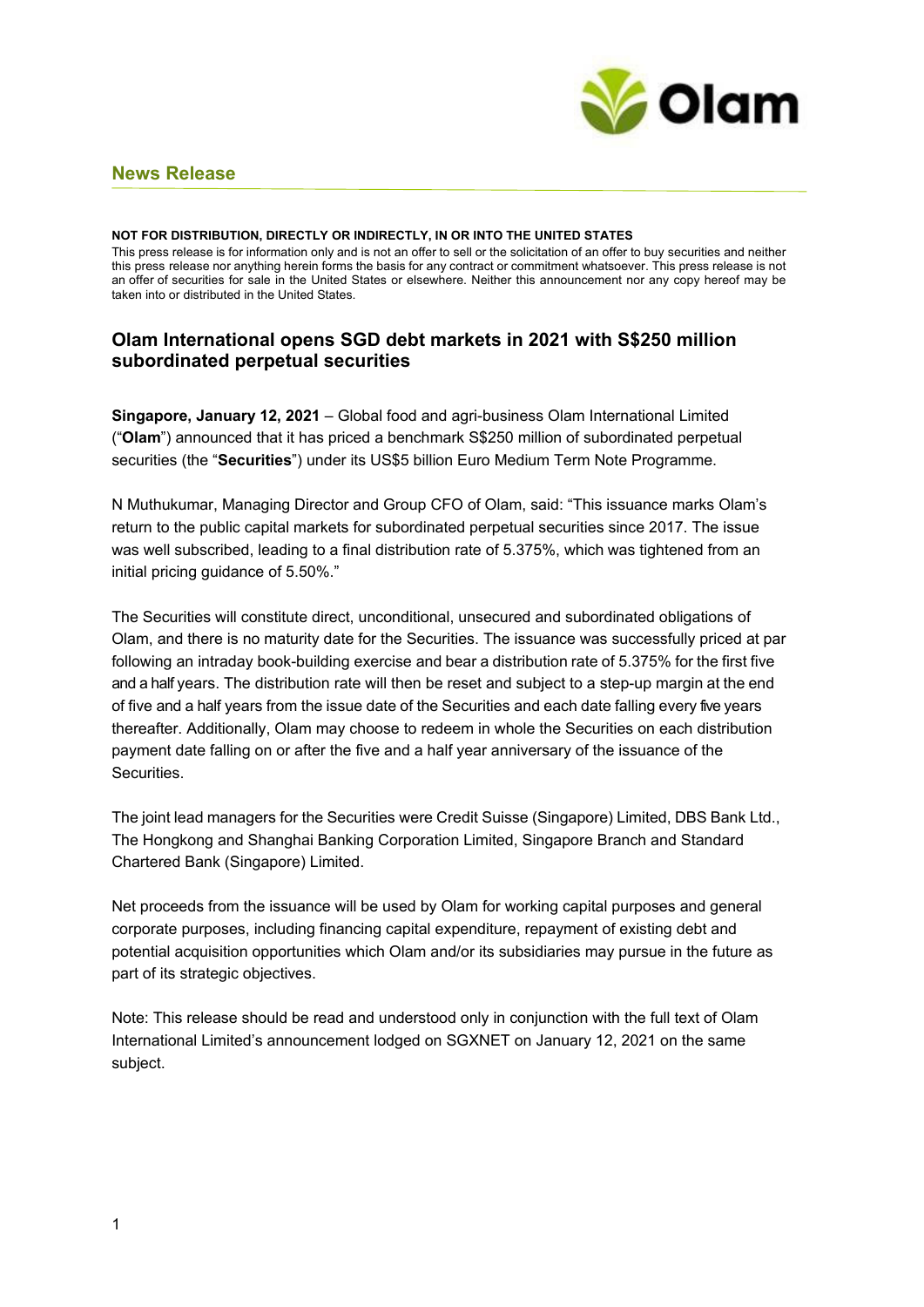## News Release

**NOT FOR DISTRIBUTION, DIRECTLY OR INDIRECTLY, IN OR INTO THE UNITED STATES**

This press release is for information only and is not an offer to sell or the solicitation of an offer to buy securities and neither this press release nor anything herein forms the basis for any contract or commitment whatsoever. This press release is not an offer of securities for sale in the United States or elsewhere. Neither this announcement nor any copy hereof may be taken into or distributed in the United States.

# Olam International opens SGD debt markets in 2021 with S$250 million subordinated perpetual securities

**Singapore, January 12, 2021** – Global food and agri-business Olam International Limited ("**Olam**") announced that it has priced a benchmark S$250 million of subordinated perpetual securities (the "**Securities**") under its US$5 billion Euro Medium Term Note Programme.

N Muthukumar, Managing Director and Group CFO of Olam, said: "This issuance marks Olam's return to the public capital markets for subordinated perpetual securities since 2017. The issue was well subscribed, leading to a final distribution rate of 5.375%, which was tightened from an initial pricing guidance of 5.50%."

The Securities will constitute direct, unconditional, unsecured and subordinated obligations of Olam, and there is no maturity date for the Securities. The issuance was successfully priced at par following an intraday book-building exercise and bear a distribution rate of 5.375% for the first five and a half years. The distribution rate will then be reset and subject to a step-up margin at the end of five and a half years from the issue date of the Securities and each date falling every five years thereafter. Additionally, Olam may choose to redeem in whole the Securities on each distribution payment date falling on or after the five and a half year anniversary of the issuance of the Securities.

The joint lead managers for the Securities were Credit Suisse (Singapore) Limited, DBS Bank Ltd., The Hongkong and Shanghai Banking Corporation Limited, Singapore Branch and Standard Chartered Bank (Singapore) Limited.

Net proceeds from the issuance will be used by Olam for working capital purposes and general corporate purposes, including financing capital expenditure, repayment of existing debt and potential acquisition opportunities which Olam and/or its subsidiaries may pursue in the future as part of its strategic objectives.

Note: This release should be read and understood only in conjunction with the full text of Olam International Limited's announcement lodged on SGXNET on January 12, 2021 on the same subject.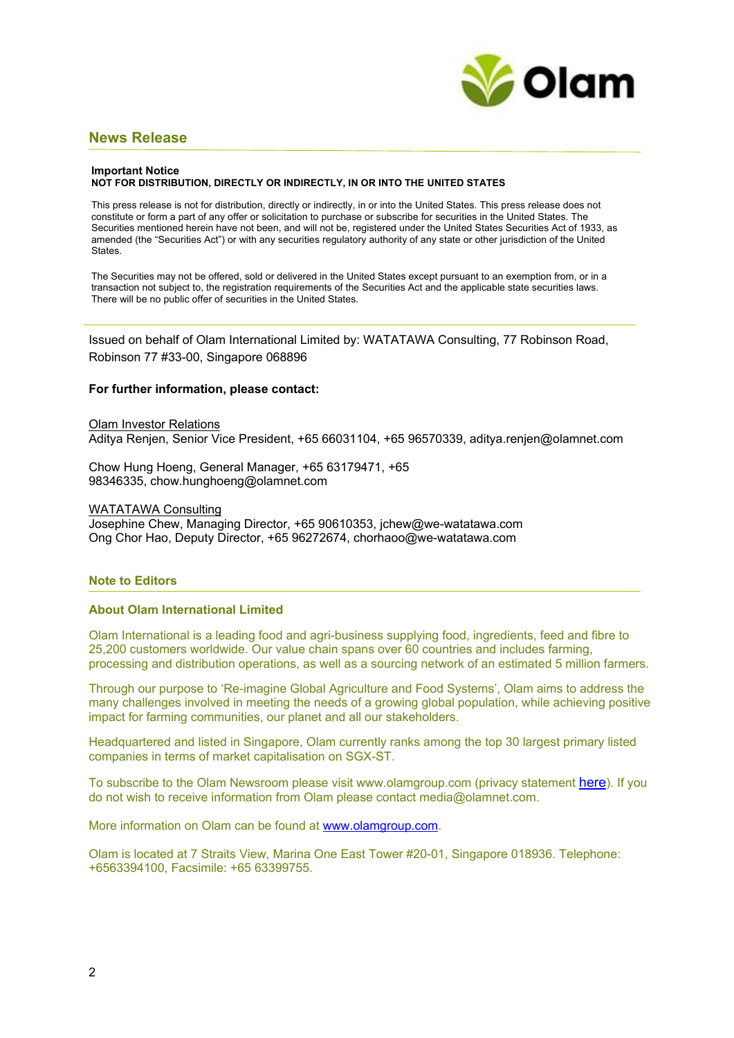## News Release

**Important Notice**
**NOT FOR DISTRIBUTION, DIRECTLY OR INDIRECTLY, IN OR INTO THE UNITED STATES**

This press release is not for distribution, directly or indirectly, in or into the United States. This press release does not constitute or form a part of any offer or solicitation to purchase or subscribe for securities in the United States. The Securities mentioned herein have not been, and will not be, registered under the United States Securities Act of 1933, as amended (the "Securities Act") or with any securities regulatory authority of any state or other jurisdiction of the United States.

The Securities may not be offered, sold or delivered in the United States except pursuant to an exemption from, or in a transaction not subject to, the registration requirements of the Securities Act and the applicable state securities laws. There will be no public offer of securities in the United States.

---

Issued on behalf of Olam International Limited by: WATATAWA Consulting, 77 Robinson Road, Robinson 77 #33-00, Singapore 068896

**For further information, please contact:**

Olam Investor Relations
Aditya Renjen, Senior Vice President, +65 66031104, +65 96570339, aditya.renjen@olamnet.com

Chow Hung Hoeng, General Manager, +65 63179471, +65 98346335, chow.hunghoeng@olamnet.com

WATATAWA Consulting
Josephine Chew, Managing Director, +65 90610353, jchew@we-watatawa.com
Ong Chor Hao, Deputy Director, +65 96272674, chorhaoo@we-watatawa.com

### Note to Editors

#### About Olam International Limited

Olam International is a leading food and agri-business supplying food, ingredients, feed and fibre to 25,200 customers worldwide. Our value chain spans over 60 countries and includes farming, processing and distribution operations, as well as a sourcing network of an estimated 5 million farmers.

Through our purpose to 'Re-imagine Global Agriculture and Food Systems', Olam aims to address the many challenges involved in meeting the needs of a growing global population, while achieving positive impact for farming communities, our planet and all our stakeholders.

Headquartered and listed in Singapore, Olam currently ranks among the top 30 largest primary listed companies in terms of market capitalisation on SGX-ST.

To subscribe to the Olam Newsroom please visit www.olamgroup.com (privacy statement here). If you do not wish to receive information from Olam please contact media@olamnet.com.

More information on Olam can be found at www.olamgroup.com.

Olam is located at 7 Straits View, Marina One East Tower #20-01, Singapore 018936. Telephone: +6563394100, Facsimile: +65 63399755.